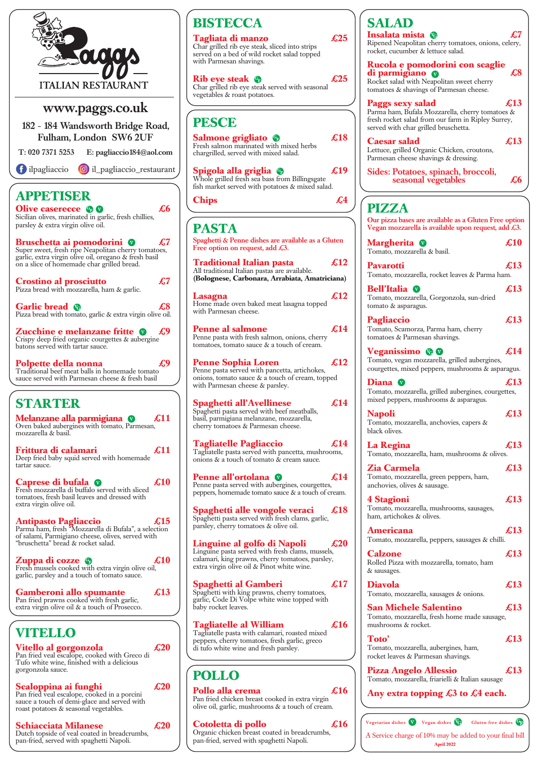# Paggs ITALIAN RESTAURANT

**www.paggs.co.uk**

182 - 184 Wandsworth Bridge Road, Fulham, London SW6 2UF

T: 020 7371 5253 E: pagliaccio184@aol.com

ilpagliaccio il_pagliaccio_restaurant

## APPETISER

**Olive casereccee** (GF) (V) £6
Sicilian olives, marinated in garlic, fresh chillies, parsley & extra virgin olive oil.

**Bruschetta ai pomodorini** (V) £7
Super sweet, fresh ripe Neapolitan cherry tomatoes, garlic, extra virgin olive oil, oregano & fresh basil on a slice of homemade char grilled bread.

**Crostino al prosciutto** £7
Pizza bread with mozzarella, ham & garlic.

**Garlic bread** (VG) £8
Pizza bread with tomato, garlic & extra virgin olive oil.

**Zucchine e melanzane fritte** (V) £9
Crispy deep fried organic courgettes & aubergine batons served with tartar sauce.

**Polpette della nonna** £9
Traditional beef meat balls in homemade tomato sauce served with Parmesan cheese & fresh basil

## STARTER

**Melanzane alla parmigiana** (V) £11
Oven baked aubergines with tomato, Parmesan, mozzarella & basil.

**Frittura di calamari** £11
Deep fried baby squid served with homemade tartar sauce.

**Caprese di bufala** (V) £10
Fresh mozzarella di buffalo served with sliced tomatoes, fresh basil leaves and dressed with extra virgin olive oil.

**Antipasto Pagliaccio** £15
Parma ham, fresh "Mozzarella di Bufala", a selection of salami, Parmigiano cheese, olives, served with "bruschetta" bread & rocket salad.

**Zuppa di cozze** (GF) £10
Fresh mussels cooked with extra virgin olive oil, garlic, parsley and a touch of tomato sauce.

**Gamberoni allo spumante** £13
Pan fried prawns cooked with fresh garlic, extra virgin olive oil & a touch of Prosecco.

## VITELLO

**Vitello al gorgonzola** £20
Pan fried veal escalope, cooked with Greco di Tufo white wine, finished with a delicious gorgonzola sauce.

**Scaloppina ai funghi** £20
Pan fried veal escalope, cooked in a porcini sauce a touch of demi-glace and served with roast potatoes & seasonal vegetables.

**Schiacciata Milanese** £20
Dutch topside of veal coated in breadcrumbs, pan-fried, served with spaghetti Napoli.

## BISTECCA

**Tagliata di manzo** £25
Char grilled rib eye steak, sliced into strips served on a bed of wild rocket salad topped with Parmesan shavings.

**Rib eye steak** (GF) £25
Char grilled rib eye steak served with seasonal vegetables & roast potatoes.

## PESCE

**Salmone grigliato** (GF) £18
Fresh salmon marinated with mixed herbs chargrilled, served with mixed salad.

**Spigola alla griglia** (GF) £19
Whole grilled fresh sea bass from Billingsgate fish market served with potatoes & mixed salad.

**Chips** £4

## PASTA

Spaghetti & Penne dishes are available as a Gluten Free option on request, add £3.

**Traditional Italian pasta** £12
All traditional Italian pastas are available. **(Bolognese, Carbonara, Arrabiata, Amatriciana)**

**Lasagna** £12
Home made oven baked meat lasagna topped with Parmesan cheese.

**Penne al salmone** £14
Penne pasta with fresh salmon, onions, cherry tomatoes, tomato sauce & a touch of cream.

**Penne Sophia Loren** £12
Penne pasta served with pancetta, artichokes, onions, tomato sauce & a touch of cream, topped with Parmesan cheese & parsley.

**Spaghetti all'Avellinese** £14
Spaghetti pasta served with beef meatballs, basil, parmigiana melanzane, mozzarella, cherry tomatoes & Parmesan cheese.

**Tagliatelle Pagliaccio** £14
Tagliatelle pasta served with pancetta, mushrooms, onions & a touch of tomato & cream sauce.

**Penne all'ortolana** (V) £14
Penne pasta served with aubergines, courgettes, peppers, homemade tomato sauce & a touch of cream.

**Spaghetti alle vongole veraci** £18
Spaghetti pasta served with fresh clams, garlic, parsley, cherry tomatoes & olive oil.

**Linguine al golfo di Napoli** £20
Linguine pasta served with fresh clams, mussels, calamari, king prawns, cherry tomatoes, parsley, extra virgin olive oil & Pinot white wine.

**Spaghetti al Gamberi** £17
Spaghetti with king prawns, cherry tomatoes, garlic, Code Di Volpe white wine topped with baby rocket leaves.

**Tagliatelle al William** £16
Tagliatelle pasta with calamari, roasted mixed peppers, cherry tomatoes, fresh garlic, greco di tufo white wine and fresh parsley.

## POLLO

**Pollo alla crema** £16
Pan fried chicken breast cooked in extra virgin olive oil, garlic, mushrooms & a touch of cream.

**Cotoletta di pollo** £16
Organic chicken breast coated in breadcrumbs, pan-fried, served with spaghetti Napoli.

## SALAD

**Insalata mista** (VG) £7
Ripened Neapolitan cherry tomatoes, onions, celery, rocket, cucumber & lettuce salad.

**Rucola e pomodorini con scaglie di parmigiano** (V) £8
Rocket salad with Neapolitan sweet cherry tomatoes & shavings of Parmesan cheese.

**Paggs sexy salad** £13
Parma ham, Bufala Mozzarella, cherry tomatoes & fresh rocket salad from our farm in Ripley Surrey, served with char grilled bruschetta.

**Caesar salad** £13
Lettuce, grilled Organic Chicken, croutons, Parmesan cheese shavings & dressing.

**Sides: Potatoes, spinach, broccoli, seasonal vegetables** £6

## PIZZA

Our pizza bases are available as a Gluten Free option
Vegan mozzarella is available upon request, add £3.

**Margherita** (V) £10
Tomato, mozzarella & basil.

**Pavarotti** £13
Tomato, mozzarella, rocket leaves & Parma ham.

**Bell'Italia** (V) £13
Tomato, mozzarella, Gorgonzola, sun-dried tomato & asparagus.

**Pagliaccio** £13
Tomato, Scamorza, Parma ham, cherry tomatoes & Parmesan shavings.

**Veganissimo** (VG) (V) £14
Tomato, vegan mozzarella, grilled aubergines, courgettes, mixed peppers, mushrooms & asparagus.

**Diana** (V) £13
Tomato, mozzarella, grilled aubergines, courgettes, mixed peppers, mushrooms & asparagus.

**Napoli** £13
Tomato, mozzarella, anchovies, capers & black olives.

**La Regina** £13
Tomato, mozzarella, ham, mushrooms & olives.

**Zia Carmela** £13
Tomato, mozzarella, green peppers, ham, anchovies, olives & sausage.

**4 Stagioni** £13
Tomato, mozzarella, mushrooms, sausages, ham, artichokes & olives.

**Americana** £13
Tomato, mozzarella, peppers, sausages & chilli.

**Calzone** £13
Rolled Pizza with mozzarella, tomato, ham & sausages.

**Diavola** £13
Tomato, mozzarella, sausages & onions.

**San Michele Salentino** £13
Tomato, mozzarella, fresh home made sausage, mushrooms & rocket.

**Toto'** £13
Tomato, mozzarella, aubergines, ham, rocket leaves & Parmesan shavings.

**Pizza Angelo Allessio** £13
Tomato, mozzarella, friarielli & Italian sausage

**Any extra topping £3 to £4 each.**

Vegetarian dishes (V) Vegan dishes (VG) Gluten free dishes (GF)

A Service charge of 10% may be added to your final bill

April 2022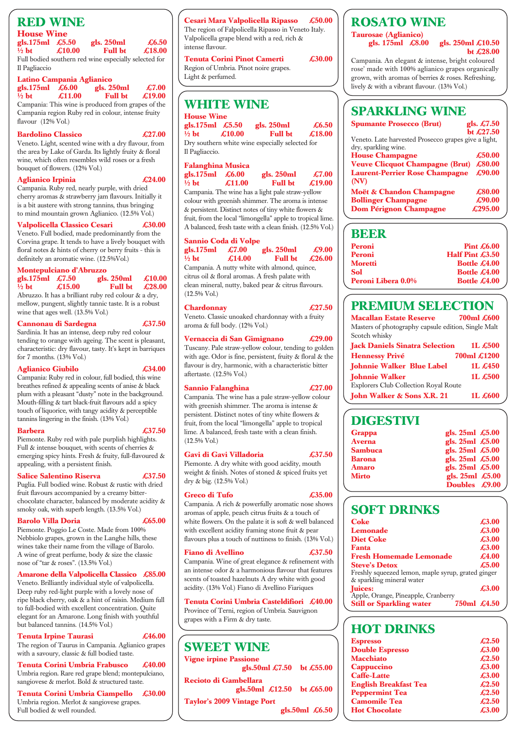# RED WINE

**House Wine**
**gls.175ml £5.50 gls. 250ml £6.50**
**½ bt £10.00 Full bt £18.00**
Full bodied southern red wine especially selected for Il Pagliaccio

**Latino Campania Aglianico**
**gls.175ml £6.00 gls. 250ml £7.00**
**½ bt £11.00 Full bt £19.00**
Campania: This wine is produced from grapes of the Campania region Ruby red in colour, intense fruity flavour (12% Vol.)

**Bardolino Classico £27.00**
Veneto. Light, scented wine with a dry flavour, from the area by Lake of Garda. Its lightly fruity & floral wine, which often resembles wild roses or a fresh bouquet of flowers. (12% Vol.)

**Aglianico Irpinia £24.00**
Campania. Ruby red, nearly purple, with dried cherry aromas & strawberry jam flavours. Initially it is a bit austere with strong tannins, thus bringing to mind mountain grown Aglianico. (12.5% Vol.)

**Valpolicella Classico Cesari £30.00**
Veneto. Full bodied, made predominantly from the Corvina grape. It tends to have a lively bouquet with floral notes & hints of cherry or berry fruits - this is definitely an aromatic wine. (12.5%Vol.)

**Montepulciano d'Abruzzo**
**gls.175ml £7.50 gls. 250ml £10.00**
**½ bt £15.00 Full bt £28.00**
Abruzzo. It has a brilliant ruby red colour & a dry, mellow, pungent, slightly tannic taste. It is a robust wine that ages well. (13.5% Vol.)

**Cannonau di Sardegna £37.50**
Sardinia. It has an intense, deep ruby red colour tending to orange with ageing. The scent is pleasant, characteristic: dry flavour, tasty. It's kept in barriques for 7 months. (13% Vol.)

**Aglianico Giubilo £34.00**
Campania: Ruby red in colour, full bodied, this wine breathes refined & appealing scents of anise & black plum with a pleasant "dusty" note in the background. Mouth-filling & tart black-fruit flavours add a spicy touch of liquorice, with tangy acidity & perceptible tannins lingering in the finish. (13% Vol.)

**Barbera £37.50**
Piemonte. Ruby red with pale purplish highlights. Full & intense bouquet, with scents of cherries & emerging spicy hints. Fresh & fruity, full-flavoured & appealing, with a persistent finish.

**Salice Salentino Riserva £37.50**
Puglia. Full bodied wine. Robust & rustic with dried fruit flavours accompanied by a creamy bitter-chocolate character, balanced by moderate acidity & smoky oak, with superb length. (13.5% Vol.)

**Barolo Villa Doria £65.00**
Piemonte. Poggio Le Coste. Made from 100% Nebbiolo grapes, grown in the Langhe hills, these wines take their name from the village of Barolo. A wine of great perfume, body & size the classic nose of "tar & roses". (13.5% Vol.)

**Amarone della Valpolicella Classico £85.00**
Veneto. Brilliantly individual style of valpolicella. Deep ruby red-light purple with a lovely nose of ripe black cherry, oak & a hint of raisin. Medium full to full-bodied with excellent concentration. Quite elegant for an Amarone. Long finish with youthful but balanced tannins. (14.5% Vol.)

**Tenuta Irpine Taurasi £46.00**
The region of Taurus in Campania. Aglianico grapes with a savoury, classic & full bodied taste.

**Tenuta Corini Umbria Frabusco £40.00**
Umbria region. Rare red grape blend; montepulciano, sangiovese & merlot. Bold & structured taste.

**Tenuta Corini Umbria Ciampello £30.00**
Umbria region. Merlot & sangiovese grapes. Full bodied & well rounded.

**Cesari Mara Valpolicella Ripasso £50.00**
The region of Falpolicella Ripasso in Veneto Italy. Valpolicella grape blend with a red, rich & intense flavour.

**Tenuta Corini Pinot Camerti £30.00**
Region of Umbria. Pinot noire grapes. Light & perfumed.

# WHITE WINE

**House Wine**
**gls.175ml £5.50 gls. 250ml £6.50**
**½ bt £10.00 Full bt £18.00**
Dry southern white wine especially selected for Il Pagliaccio.

**Falanghina Musica**
**gls.175ml £6.00 gls. 250ml £7.00**
**½ bt £11.00 Full bt £19.00**
Campania. The wine has a light pale straw-yellow colour with greenish shimmer. The aroma is intense & persistent. Distinct notes of tiny white flowers & fruit, from the local "limongella" apple to tropical lime. A balanced, fresh taste with a clean finish. (12.5% Vol.)

**Sannio Coda di Volpe**
**gls.175ml £7.00 gls. 250ml £9.00**
**½ bt £14.00 Full bt £26.00**
Campania. A nutty white with almond, quince, citrus oil & floral aromas. A fresh palate with clean mineral, nutty, baked pear & citrus flavours. (12.5% Vol.)

**Chardonnay £27.50**
Veneto. Classic unoaked chardonnay with a fruity aroma & full body. (12% Vol.)

**Vernaccia di San Gimignano £29.00**
Tuscany. Pale straw-yellow colour, tending to golden with age. Odor is fine, persistent, fruity & floral & the flavour is dry, harmonic, with a characteristic bitter aftertaste. (12.5% Vol.)

**Sannio Falanghina £27.00**
Campania. The wine has a pale straw-yellow colour with greenish shimmer. The aroma is intense & persistent. Distinct notes of tiny white flowers & fruit, from the local "limongella" apple to tropical lime. A balanced, fresh taste with a clean finish. (12.5% Vol.)

**Gavi di Gavi Villadoria £37.50**
Piemonte. A dry white with good acidity, mouth weight & finish. Notes of stoned & spiced fruits yet dry & big. (12.5% Vol.)

**Greco di Tufo £35.00**
Campania. A rich & powerfully aromatic nose shows aromas of apple, peach citrus fruits & a touch of white flowers. On the palate it is soft & well balanced with excellent acidity framing stone fruit & pear flavours plus a touch of nuttiness to finish. (13% Vol.)

**Fiano di Avellino £37.50**
Campania. Wine of great elegance & refinement with an intense odor & a harmonious flavour that features scents of toasted hazelnuts A dry white with good acidity. (13% Vol.) Fiano di Avellino Fiariques

**Tenuta Corini Umbria Casteldifiori £40.00**
Province of Terni, region of Umbria. Sauvignon grapes with a Firm & dry taste.

# SWEET WINE

**Vigne irpine Passione**
**gls.50ml £7.50 bt £55.00**

**Recioto di Gambellara**
**gls.50ml £12.50 bt £65.00**

**Taylor's 2009 Vintage Port**
**gls.50ml £6.50**

# ROSATO WINE

**Taurosae (Aglianico)**
**gls. 175ml £8.00 gls. 250ml £10.50**
**bt £28.00**
Campania. An elegant & intense, bright coloured rose' made with 100% aglianico grapes organically grown, with aromas of berries & roses. Refreshing, lively & with a vibrant flavour. (13% Vol.)

# SPARKLING WINE

**Spumante Prosecco (Brut) gls. £7.50**
**bt £27.50**
Veneto. Late harvested Prosecco grapes give a light, dry, sparkling wine.

| | |
|---|---|
| **House Champagne** | **£50.00** |
| **Veuve Clicquot Champagne (Brut)** | **£80.00** |
| **Laurent-Perrier Rose Champagne (NV)** | **£90.00** |
| **Moët & Chandon Champagne** | **£80.00** |
| **Bollinger Champagne** | **£90.00** |
| **Dom Pérignon Champagne** | **£295.00** |

# BEER

| | |
|---|---|
| **Peroni** | **Pint £6.00** |
| **Peroni** | **Half Pint £3.50** |
| **Moretti** | **Bottle £4.00** |
| **Sol** | **Bottle £4.00** |
| **Peroni Libera 0.0%** | **Bottle £4.00** |

# PREMIUM SELECTION

**Macallan Estate Reserve 700ml £600**
Masters of photography capsule edition, Single Malt Scotch whisky

**Jack Daniels Sinatra Selection 1L £500**

**Hennessy Privé 700ml £1200**

**Johnnie Walker Blue Label 1L £450**

**Johnnie Walker 1L £500**
Explorers Club Collection Royal Route

**John Walker & Sons X.R. 21 1L £600**

# DIGESTIVI

| | |
|---|---|
| **Grappa** | **gls. 25ml £5.00** |
| **Averna** | **gls. 25ml £5.00** |
| **Sambuca** | **gls. 25ml £5.00** |
| **Barona** | **gls. 25ml £5.00** |
| **Amaro** | **gls. 25ml £5.00** |
| **Mirto** | **gls. 25ml £5.00** |
| | **Doubles £9.00** |

# SOFT DRINKS

**Coke £3.00**
**Lemonade £3.00**
**Diet Coke £3.00**
**Fanta £3.00**
**Fresh Homemade Lemonade £4.00**
**Steve's Detox £5.00**
Freshly squeezed lemon, maple syrup, grated ginger & sparkling mineral water
**Juices: £3.00**
Apple, Orange, Pineapple, Cranberry
**Still or Sparkling water 750ml £4.50**

# HOT DRINKS

| | |
|---|---|
| **Espresso** | **£2.50** |
| **Double Espresso** | **£3.00** |
| **Macchiato** | **£2.50** |
| **Cappuccino** | **£3.00** |
| **Caffe-Latte** | **£3.00** |
| **English Breakfast Tea** | **£2.50** |
| **Peppermint Tea** | **£2.50** |
| **Camomile Tea** | **£2.50** |
| **Hot Chocolate** | **£3.00** |